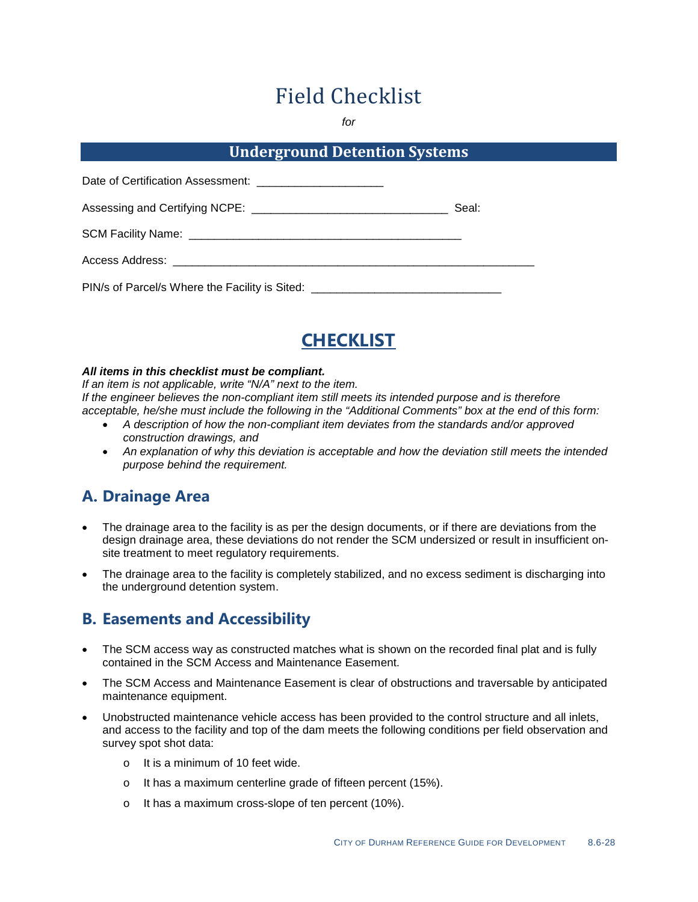# Field Checklist

*for*

## Underground Detention Systems

Date of Certification Assessment: ____________________

Assessing and Certifying NCPE: _______________________________ Seal:

SCM Facility Name: ___________________________________________

Access Address: _________________________________________________________

PIN/s of Parcel/s Where the Facility is Sited: _____________________________

## CHECKLIST

***All items in this checklist must be compliant.***
*If an item is not applicable, write "N/A" next to the item.*
*If the engineer believes the non-compliant item still meets its intended purpose and is therefore acceptable, he/she must include the following in the "Additional Comments" box at the end of this form:*

- *A description of how the non-compliant item deviates from the standards and/or approved construction drawings, and*
- *An explanation of why this deviation is acceptable and how the deviation still meets the intended purpose behind the requirement.*

### A. Drainage Area

- The drainage area to the facility is as per the design documents, or if there are deviations from the design drainage area, these deviations do not render the SCM undersized or result in insufficient on-site treatment to meet regulatory requirements.
- The drainage area to the facility is completely stabilized, and no excess sediment is discharging into the underground detention system.

### B. Easements and Accessibility

- The SCM access way as constructed matches what is shown on the recorded final plat and is fully contained in the SCM Access and Maintenance Easement.
- The SCM Access and Maintenance Easement is clear of obstructions and traversable by anticipated maintenance equipment.
- Unobstructed maintenance vehicle access has been provided to the control structure and all inlets, and access to the facility and top of the dam meets the following conditions per field observation and survey spot shot data:
  - It is a minimum of 10 feet wide.
  - It has a maximum centerline grade of fifteen percent (15%).
  - It has a maximum cross-slope of ten percent (10%).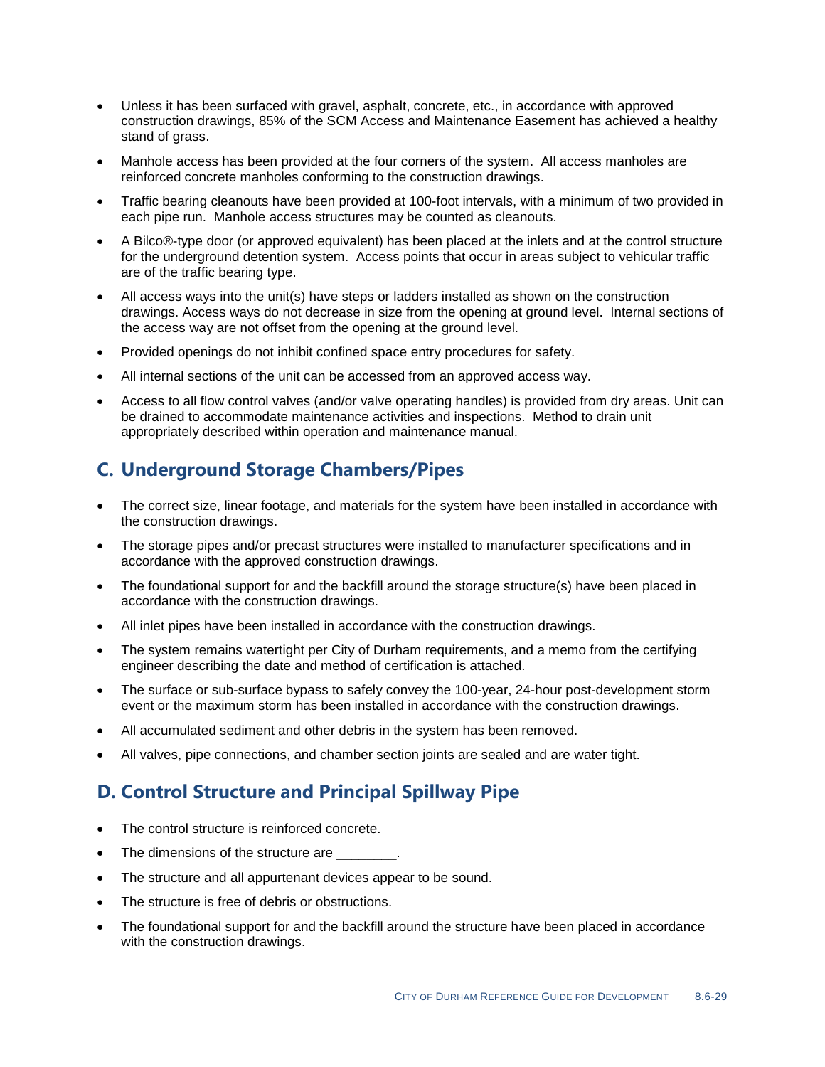- Unless it has been surfaced with gravel, asphalt, concrete, etc., in accordance with approved construction drawings, 85% of the SCM Access and Maintenance Easement has achieved a healthy stand of grass.
- Manhole access has been provided at the four corners of the system. All access manholes are reinforced concrete manholes conforming to the construction drawings.
- Traffic bearing cleanouts have been provided at 100-foot intervals, with a minimum of two provided in each pipe run. Manhole access structures may be counted as cleanouts.
- A Bilco®-type door (or approved equivalent) has been placed at the inlets and at the control structure for the underground detention system. Access points that occur in areas subject to vehicular traffic are of the traffic bearing type.
- All access ways into the unit(s) have steps or ladders installed as shown on the construction drawings. Access ways do not decrease in size from the opening at ground level. Internal sections of the access way are not offset from the opening at the ground level.
- Provided openings do not inhibit confined space entry procedures for safety.
- All internal sections of the unit can be accessed from an approved access way.
- Access to all flow control valves (and/or valve operating handles) is provided from dry areas. Unit can be drained to accommodate maintenance activities and inspections. Method to drain unit appropriately described within operation and maintenance manual.

## C. Underground Storage Chambers/Pipes

- The correct size, linear footage, and materials for the system have been installed in accordance with the construction drawings.
- The storage pipes and/or precast structures were installed to manufacturer specifications and in accordance with the approved construction drawings.
- The foundational support for and the backfill around the storage structure(s) have been placed in accordance with the construction drawings.
- All inlet pipes have been installed in accordance with the construction drawings.
- The system remains watertight per City of Durham requirements, and a memo from the certifying engineer describing the date and method of certification is attached.
- The surface or sub-surface bypass to safely convey the 100-year, 24-hour post-development storm event or the maximum storm has been installed in accordance with the construction drawings.
- All accumulated sediment and other debris in the system has been removed.
- All valves, pipe connections, and chamber section joints are sealed and are water tight.

## D. Control Structure and Principal Spillway Pipe

- The control structure is reinforced concrete.
- The dimensions of the structure are ________.
- The structure and all appurtenant devices appear to be sound.
- The structure is free of debris or obstructions.
- The foundational support for and the backfill around the structure have been placed in accordance with the construction drawings.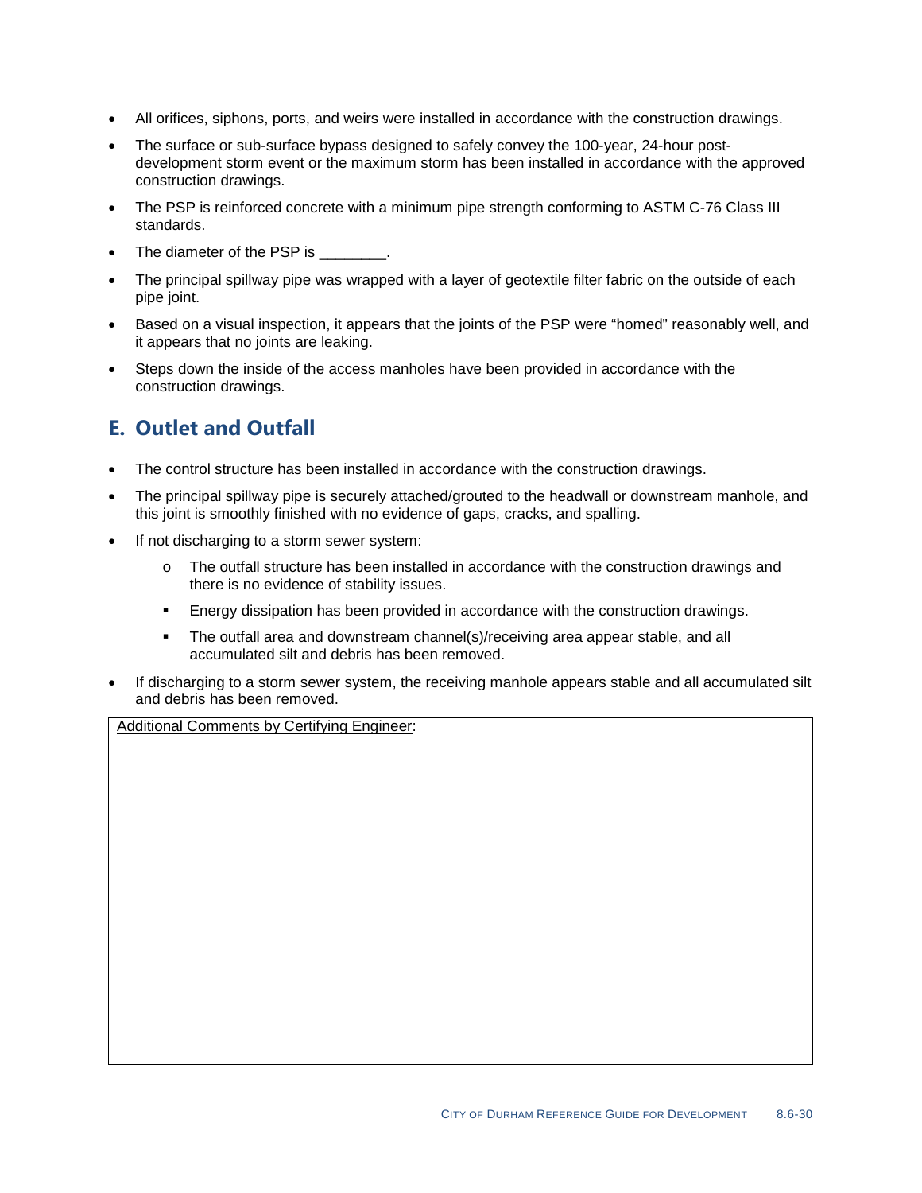- All orifices, siphons, ports, and weirs were installed in accordance with the construction drawings.
- The surface or sub-surface bypass designed to safely convey the 100-year, 24-hour post-development storm event or the maximum storm has been installed in accordance with the approved construction drawings.
- The PSP is reinforced concrete with a minimum pipe strength conforming to ASTM C-76 Class III standards.
- The diameter of the PSP is ________.
- The principal spillway pipe was wrapped with a layer of geotextile filter fabric on the outside of each pipe joint.
- Based on a visual inspection, it appears that the joints of the PSP were "homed" reasonably well, and it appears that no joints are leaking.
- Steps down the inside of the access manholes have been provided in accordance with the construction drawings.

## E. Outlet and Outfall

- The control structure has been installed in accordance with the construction drawings.
- The principal spillway pipe is securely attached/grouted to the headwall or downstream manhole, and this joint is smoothly finished with no evidence of gaps, cracks, and spalling.
- If not discharging to a storm sewer system:
  - The outfall structure has been installed in accordance with the construction drawings and there is no evidence of stability issues.
    - Energy dissipation has been provided in accordance with the construction drawings.
    - The outfall area and downstream channel(s)/receiving area appear stable, and all accumulated silt and debris has been removed.
- If discharging to a storm sewer system, the receiving manhole appears stable and all accumulated silt and debris has been removed.

| Additional Comments by Certifying Engineer: |
| --- |
| |